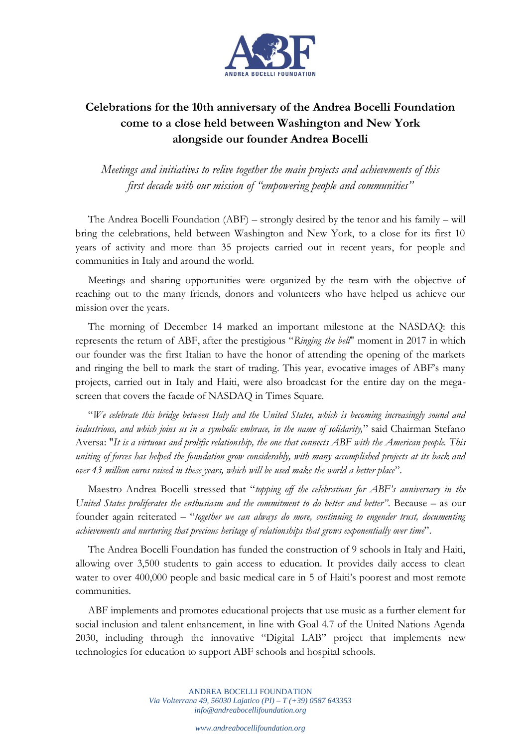# Celebrations for the 10th anniversary of the Andrea Bocelli Foundation come to a close held between Washington and New York alongside our founder Andrea Bocelli

*Meetings and initiatives to relive together the main projects and achievements of this first decade with our mission of "empowering people and communities"*

The Andrea Bocelli Foundation (ABF) – strongly desired by the tenor and his family – will bring the celebrations, held between Washington and New York, to a close for its first 10 years of activity and more than 35 projects carried out in recent years, for people and communities in Italy and around the world.

Meetings and sharing opportunities were organized by the team with the objective of reaching out to the many friends, donors and volunteers who have helped us achieve our mission over the years.

The morning of December 14 marked an important milestone at the NASDAQ: this represents the return of ABF, after the prestigious "*Ringing the bell*" moment in 2017 in which our founder was the first Italian to have the honor of attending the opening of the markets and ringing the bell to mark the start of trading. This year, evocative images of ABF's many projects, carried out in Italy and Haiti, were also broadcast for the entire day on the mega-screen that covers the facade of NASDAQ in Times Square.

"*We celebrate this bridge between Italy and the United States, which is becoming increasingly sound and industrious, and which joins us in a symbolic embrace, in the name of solidarity,*" said Chairman Stefano Aversa: "*It is a virtuous and prolific relationship, the one that connects ABF with the American people. This uniting of forces has helped the foundation grow considerably, with many accomplished projects at its back and over 43 million euros raised in these years, which will be used make the world a better place*".

Maestro Andrea Bocelli stressed that "*topping off the celebrations for ABF's anniversary in the United States proliferates the enthusiasm and the commitment to do better and better*". Because – as our founder again reiterated – "*together we can always do more, continuing to engender trust, documenting achievements and nurturing that precious heritage of relationships that grows exponentially over time*".

The Andrea Bocelli Foundation has funded the construction of 9 schools in Italy and Haiti, allowing over 3,500 students to gain access to education. It provides daily access to clean water to over 400,000 people and basic medical care in 5 of Haiti's poorest and most remote communities.

ABF implements and promotes educational projects that use music as a further element for social inclusion and talent enhancement, in line with Goal 4.7 of the United Nations Agenda 2030, including through the innovative "Digital LAB" project that implements new technologies for education to support ABF schools and hospital schools.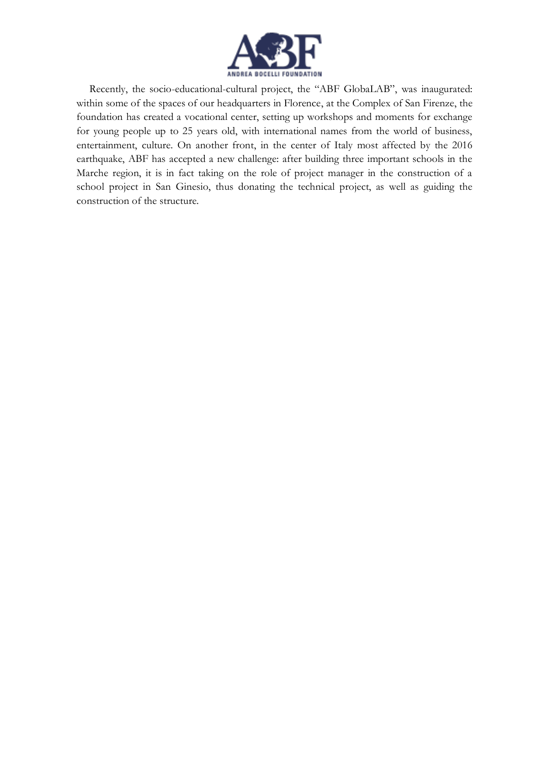Recently, the socio-educational-cultural project, the "ABF GlobaLAB", was inaugurated: within some of the spaces of our headquarters in Florence, at the Complex of San Firenze, the foundation has created a vocational center, setting up workshops and moments for exchange for young people up to 25 years old, with international names from the world of business, entertainment, culture. On another front, in the center of Italy most affected by the 2016 earthquake, ABF has accepted a new challenge: after building three important schools in the Marche region, it is in fact taking on the role of project manager in the construction of a school project in San Ginesio, thus donating the technical project, as well as guiding the construction of the structure.